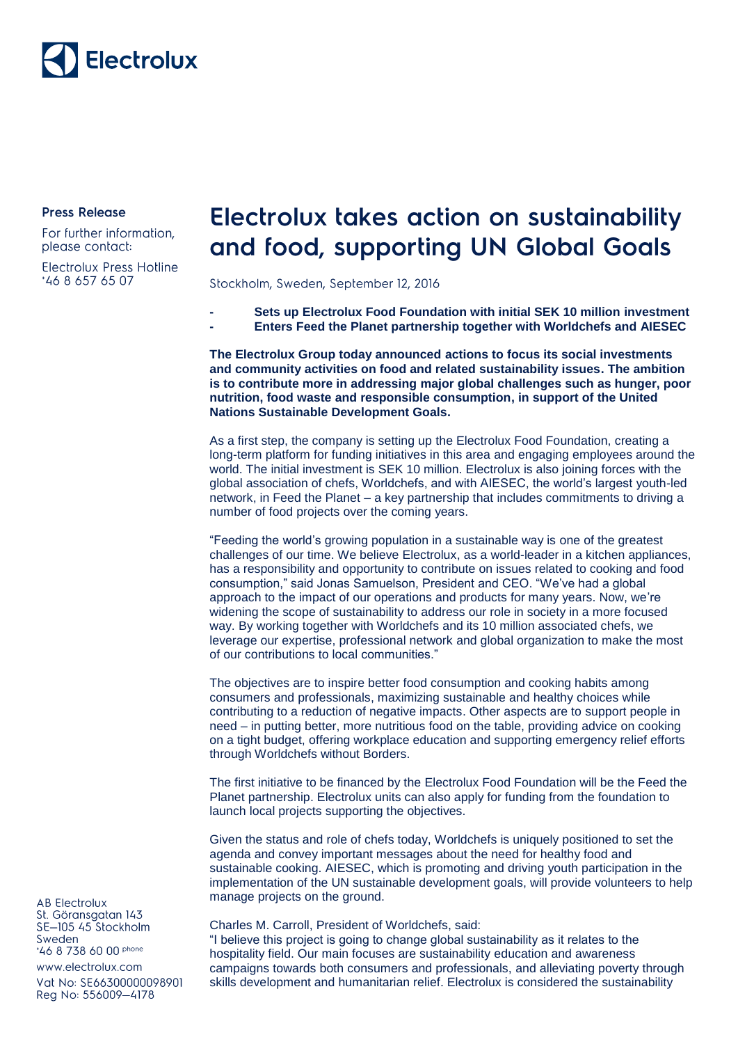Electrolux

**Press Release**

For further information, please contact:

Electrolux Press Hotline
+46 8 657 65 07

# Electrolux takes action on sustainability and food, supporting UN Global Goals

Stockholm, Sweden, September 12, 2016

- **Sets up Electrolux Food Foundation with initial SEK 10 million investment**
- **Enters Feed the Planet partnership together with Worldchefs and AIESEC**

**The Electrolux Group today announced actions to focus its social investments and community activities on food and related sustainability issues. The ambition is to contribute more in addressing major global challenges such as hunger, poor nutrition, food waste and responsible consumption, in support of the United Nations Sustainable Development Goals.**

As a first step, the company is setting up the Electrolux Food Foundation, creating a long-term platform for funding initiatives in this area and engaging employees around the world. The initial investment is SEK 10 million. Electrolux is also joining forces with the global association of chefs, Worldchefs, and with AIESEC, the world's largest youth-led network, in Feed the Planet – a key partnership that includes commitments to driving a number of food projects over the coming years.

"Feeding the world's growing population in a sustainable way is one of the greatest challenges of our time. We believe Electrolux, as a world-leader in a kitchen appliances, has a responsibility and opportunity to contribute on issues related to cooking and food consumption," said Jonas Samuelson, President and CEO. "We've had a global approach to the impact of our operations and products for many years. Now, we're widening the scope of sustainability to address our role in society in a more focused way. By working together with Worldchefs and its 10 million associated chefs, we leverage our expertise, professional network and global organization to make the most of our contributions to local communities."

The objectives are to inspire better food consumption and cooking habits among consumers and professionals, maximizing sustainable and healthy choices while contributing to a reduction of negative impacts. Other aspects are to support people in need – in putting better, more nutritious food on the table, providing advice on cooking on a tight budget, offering workplace education and supporting emergency relief efforts through Worldchefs without Borders.

The first initiative to be financed by the Electrolux Food Foundation will be the Feed the Planet partnership. Electrolux units can also apply for funding from the foundation to launch local projects supporting the objectives.

Given the status and role of chefs today, Worldchefs is uniquely positioned to set the agenda and convey important messages about the need for healthy food and sustainable cooking. AIESEC, which is promoting and driving youth participation in the implementation of the UN sustainable development goals, will provide volunteers to help manage projects on the ground.

Charles M. Carroll, President of Worldchefs, said:
"I believe this project is going to change global sustainability as it relates to the hospitality field. Our main focuses are sustainability education and awareness campaigns towards both consumers and professionals, and alleviating poverty through skills development and humanitarian relief. Electrolux is considered the sustainability

AB Electrolux
St. Göransgatan 143
SE–105 45 Stockholm
Sweden
+46 8 738 60 00 phone
www.electrolux.com
Vat No: SE663000000098901
Reg No: 556009–4178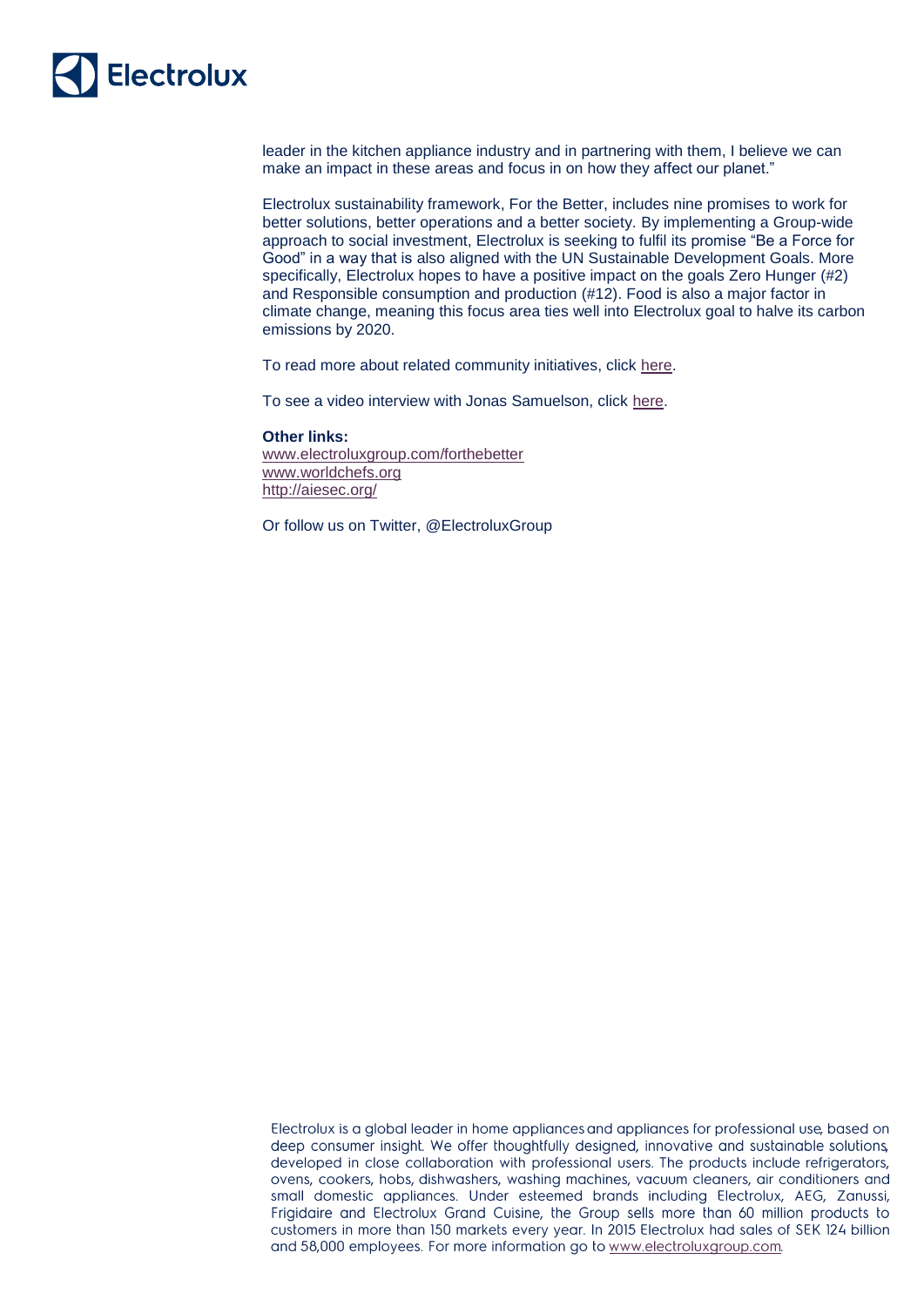leader in the kitchen appliance industry and in partnering with them, I believe we can make an impact in these areas and focus in on how they affect our planet."

Electrolux sustainability framework, For the Better, includes nine promises to work for better solutions, better operations and a better society. By implementing a Group-wide approach to social investment, Electrolux is seeking to fulfil its promise "Be a Force for Good" in a way that is also aligned with the UN Sustainable Development Goals. More specifically, Electrolux hopes to have a positive impact on the goals Zero Hunger (#2) and Responsible consumption and production (#12). Food is also a major factor in climate change, meaning this focus area ties well into Electrolux goal to halve its carbon emissions by 2020.

To read more about related community initiatives, click here.

To see a video interview with Jonas Samuelson, click here.

**Other links:**
www.electroluxgroup.com/forthebetter
www.worldchefs.org
http://aiesec.org/

Or follow us on Twitter, @ElectroluxGroup

Electrolux is a global leader in home appliances and appliances for professional use, based on deep consumer insight. We offer thoughtfully designed, innovative and sustainable solutions, developed in close collaboration with professional users. The products include refrigerators, ovens, cookers, hobs, dishwashers, washing machines, vacuum cleaners, air conditioners and small domestic appliances. Under esteemed brands including Electrolux, AEG, Zanussi, Frigidaire and Electrolux Grand Cuisine, the Group sells more than 60 million products to customers in more than 150 markets every year. In 2015 Electrolux had sales of SEK 124 billion and 58,000 employees. For more information go to www.electroluxgroup.com.